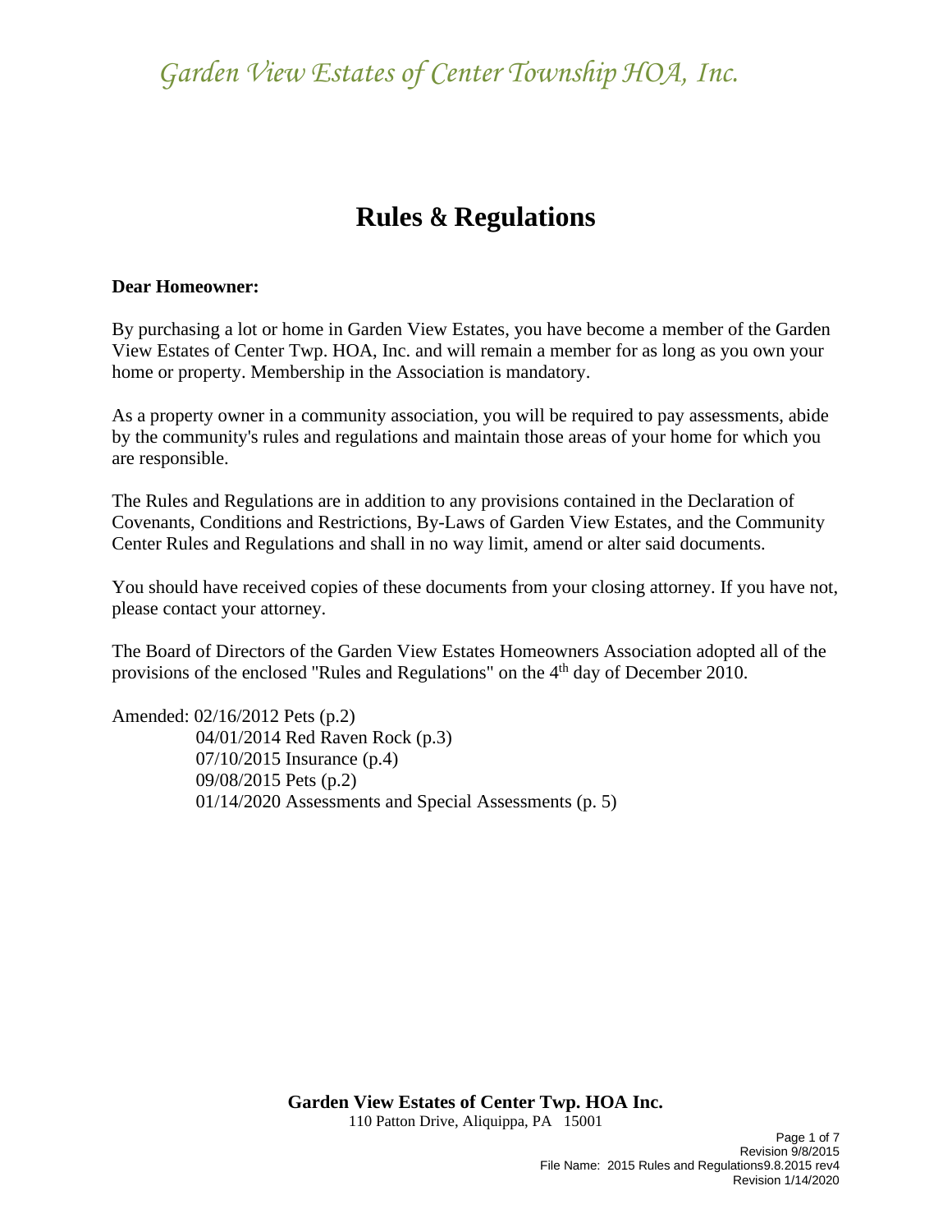*Garden View Estates of Center Township HOA, Inc.*

# Rules & Regulations

**Dear Homeowner:**

By purchasing a lot or home in Garden View Estates, you have become a member of the Garden View Estates of Center Twp. HOA, Inc. and will remain a member for as long as you own your home or property. Membership in the Association is mandatory.

As a property owner in a community association, you will be required to pay assessments, abide by the community's rules and regulations and maintain those areas of your home for which you are responsible.

The Rules and Regulations are in addition to any provisions contained in the Declaration of Covenants, Conditions and Restrictions, By-Laws of Garden View Estates, and the Community Center Rules and Regulations and shall in no way limit, amend or alter said documents.

You should have received copies of these documents from your closing attorney. If you have not, please contact your attorney.

The Board of Directors of the Garden View Estates Homeowners Association adopted all of the provisions of the enclosed "Rules and Regulations" on the 4th day of December 2010.

Amended: 02/16/2012 Pets (p.2)
04/01/2014 Red Raven Rock (p.3)
07/10/2015 Insurance (p.4)
09/08/2015 Pets (p.2)
01/14/2020 Assessments and Special Assessments (p. 5)

**Garden View Estates of Center Twp. HOA Inc.**
110 Patton Drive, Aliquippa, PA 15001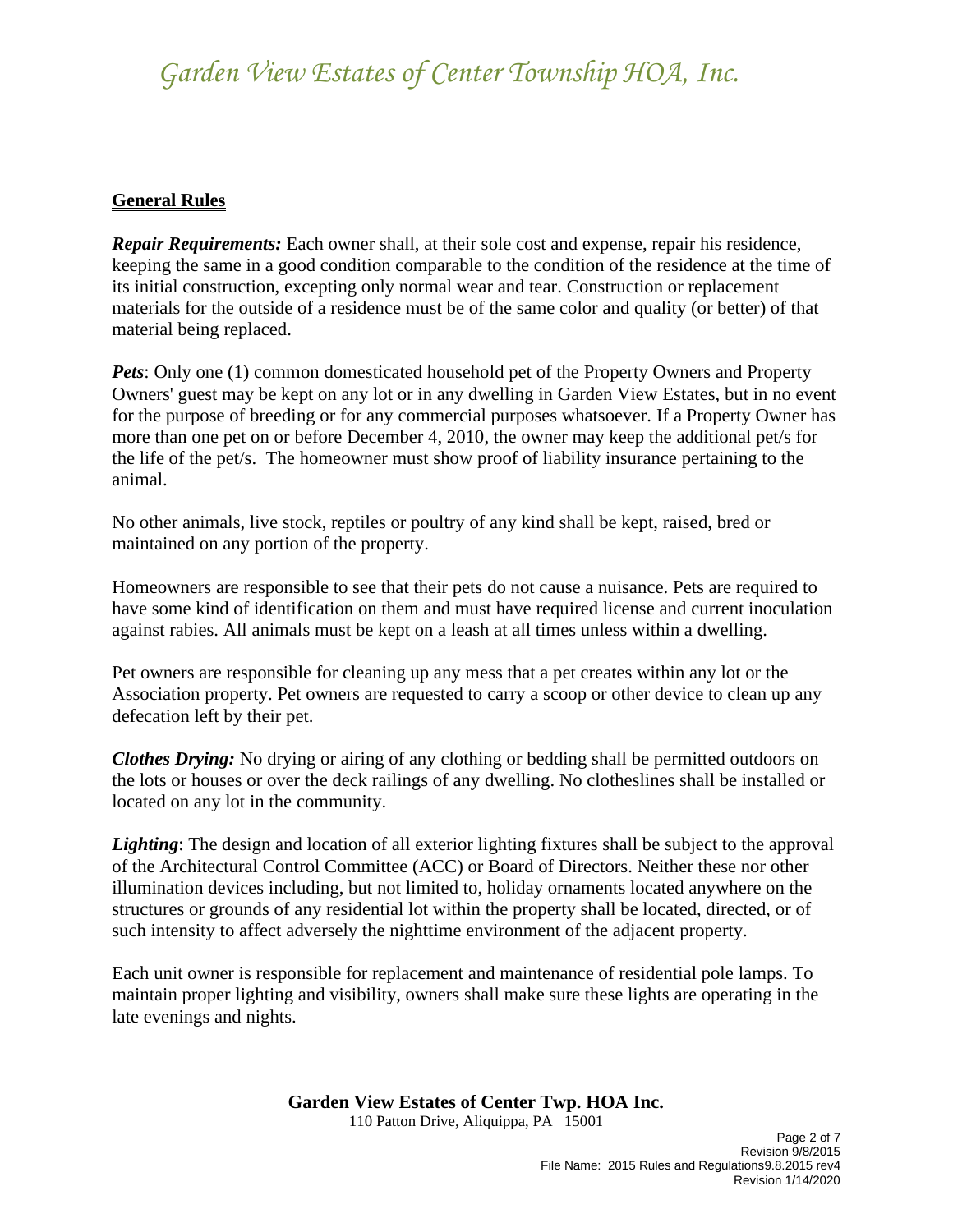## General Rules

***Repair Requirements:*** Each owner shall, at their sole cost and expense, repair his residence, keeping the same in a good condition comparable to the condition of the residence at the time of its initial construction, excepting only normal wear and tear. Construction or replacement materials for the outside of a residence must be of the same color and quality (or better) of that material being replaced.

***Pets***: Only one (1) common domesticated household pet of the Property Owners and Property Owners' guest may be kept on any lot or in any dwelling in Garden View Estates, but in no event for the purpose of breeding or for any commercial purposes whatsoever. If a Property Owner has more than one pet on or before December 4, 2010, the owner may keep the additional pet/s for the life of the pet/s. The homeowner must show proof of liability insurance pertaining to the animal.

No other animals, live stock, reptiles or poultry of any kind shall be kept, raised, bred or maintained on any portion of the property.

Homeowners are responsible to see that their pets do not cause a nuisance. Pets are required to have some kind of identification on them and must have required license and current inoculation against rabies. All animals must be kept on a leash at all times unless within a dwelling.

Pet owners are responsible for cleaning up any mess that a pet creates within any lot or the Association property. Pet owners are requested to carry a scoop or other device to clean up any defecation left by their pet.

***Clothes Drying:*** No drying or airing of any clothing or bedding shall be permitted outdoors on the lots or houses or over the deck railings of any dwelling. No clotheslines shall be installed or located on any lot in the community.

***Lighting***: The design and location of all exterior lighting fixtures shall be subject to the approval of the Architectural Control Committee (ACC) or Board of Directors. Neither these nor other illumination devices including, but not limited to, holiday ornaments located anywhere on the structures or grounds of any residential lot within the property shall be located, directed, or of such intensity to affect adversely the nighttime environment of the adjacent property.

Each unit owner is responsible for replacement and maintenance of residential pole lamps. To maintain proper lighting and visibility, owners shall make sure these lights are operating in the late evenings and nights.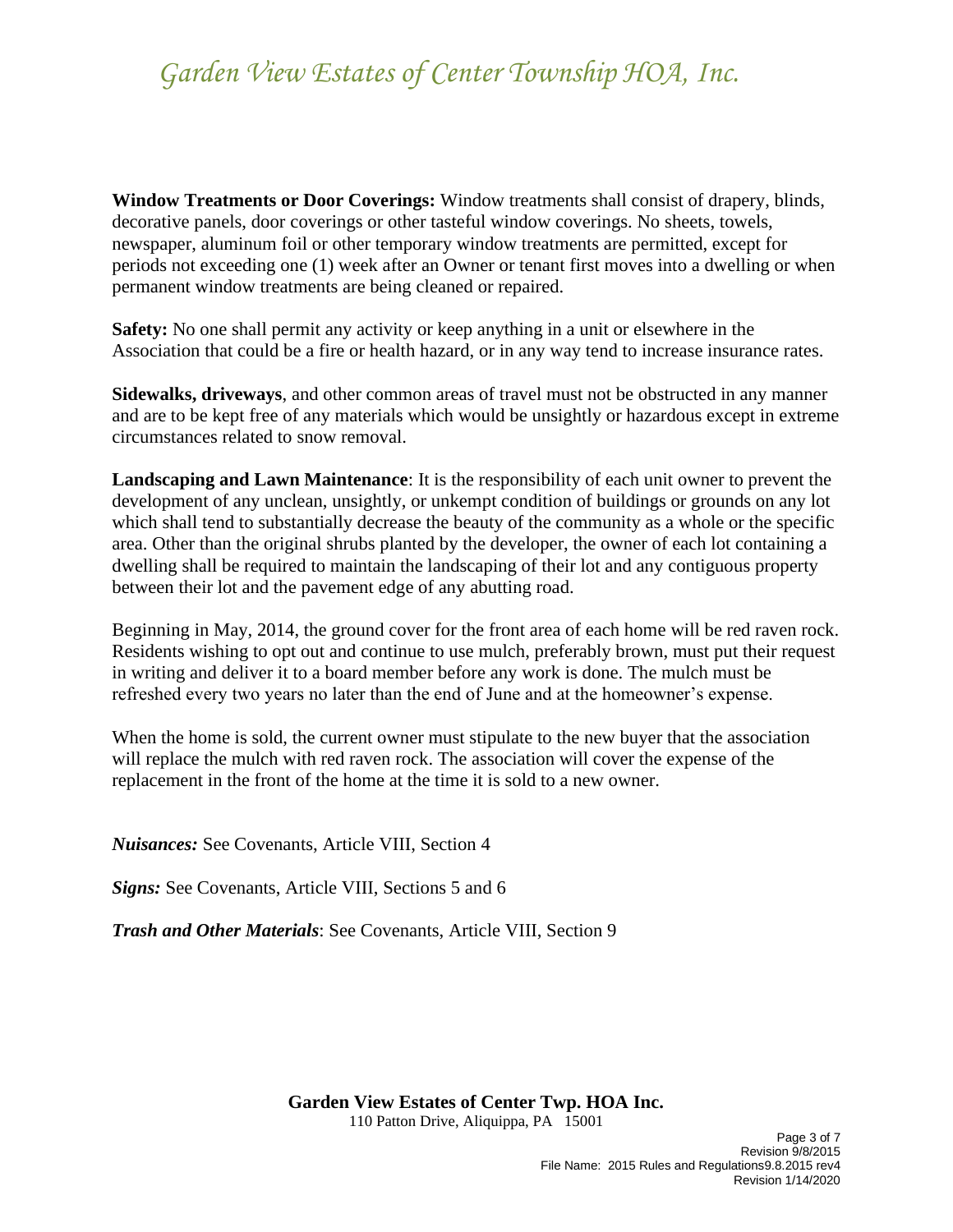**Window Treatments or Door Coverings:** Window treatments shall consist of drapery, blinds, decorative panels, door coverings or other tasteful window coverings. No sheets, towels, newspaper, aluminum foil or other temporary window treatments are permitted, except for periods not exceeding one (1) week after an Owner or tenant first moves into a dwelling or when permanent window treatments are being cleaned or repaired.

**Safety:** No one shall permit any activity or keep anything in a unit or elsewhere in the Association that could be a fire or health hazard, or in any way tend to increase insurance rates.

**Sidewalks, driveways**, and other common areas of travel must not be obstructed in any manner and are to be kept free of any materials which would be unsightly or hazardous except in extreme circumstances related to snow removal.

**Landscaping and Lawn Maintenance**: It is the responsibility of each unit owner to prevent the development of any unclean, unsightly, or unkempt condition of buildings or grounds on any lot which shall tend to substantially decrease the beauty of the community as a whole or the specific area. Other than the original shrubs planted by the developer, the owner of each lot containing a dwelling shall be required to maintain the landscaping of their lot and any contiguous property between their lot and the pavement edge of any abutting road.

Beginning in May, 2014, the ground cover for the front area of each home will be red raven rock. Residents wishing to opt out and continue to use mulch, preferably brown, must put their request in writing and deliver it to a board member before any work is done. The mulch must be refreshed every two years no later than the end of June and at the homeowner's expense.

When the home is sold, the current owner must stipulate to the new buyer that the association will replace the mulch with red raven rock. The association will cover the expense of the replacement in the front of the home at the time it is sold to a new owner.

***Nuisances:*** See Covenants, Article VIII, Section 4

***Signs:*** See Covenants, Article VIII, Sections 5 and 6

***Trash and Other Materials***: See Covenants, Article VIII, Section 9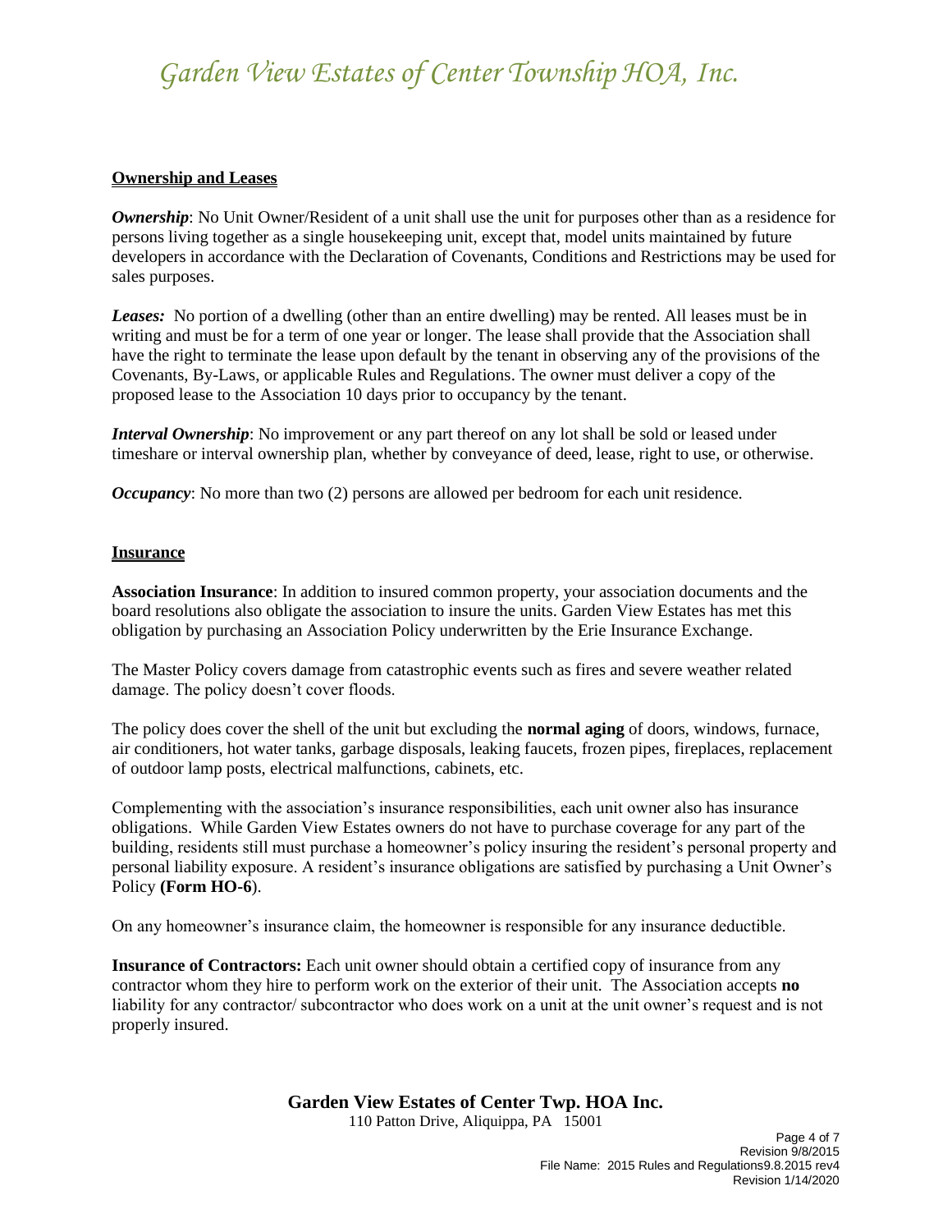## Ownership and Leases

***Ownership***: No Unit Owner/Resident of a unit shall use the unit for purposes other than as a residence for persons living together as a single housekeeping unit, except that, model units maintained by future developers in accordance with the Declaration of Covenants, Conditions and Restrictions may be used for sales purposes.

***Leases:*** No portion of a dwelling (other than an entire dwelling) may be rented. All leases must be in writing and must be for a term of one year or longer. The lease shall provide that the Association shall have the right to terminate the lease upon default by the tenant in observing any of the provisions of the Covenants, By-Laws, or applicable Rules and Regulations. The owner must deliver a copy of the proposed lease to the Association 10 days prior to occupancy by the tenant.

***Interval Ownership***: No improvement or any part thereof on any lot shall be sold or leased under timeshare or interval ownership plan, whether by conveyance of deed, lease, right to use, or otherwise.

***Occupancy***: No more than two (2) persons are allowed per bedroom for each unit residence.

## Insurance

**Association Insurance**: In addition to insured common property, your association documents and the board resolutions also obligate the association to insure the units. Garden View Estates has met this obligation by purchasing an Association Policy underwritten by the Erie Insurance Exchange.

The Master Policy covers damage from catastrophic events such as fires and severe weather related damage. The policy doesn't cover floods.

The policy does cover the shell of the unit but excluding the **normal aging** of doors, windows, furnace, air conditioners, hot water tanks, garbage disposals, leaking faucets, frozen pipes, fireplaces, replacement of outdoor lamp posts, electrical malfunctions, cabinets, etc.

Complementing with the association's insurance responsibilities, each unit owner also has insurance obligations. While Garden View Estates owners do not have to purchase coverage for any part of the building, residents still must purchase a homeowner's policy insuring the resident's personal property and personal liability exposure. A resident's insurance obligations are satisfied by purchasing a Unit Owner's Policy **(Form HO-6**).

On any homeowner's insurance claim, the homeowner is responsible for any insurance deductible.

**Insurance of Contractors:** Each unit owner should obtain a certified copy of insurance from any contractor whom they hire to perform work on the exterior of their unit. The Association accepts **no** liability for any contractor/ subcontractor who does work on a unit at the unit owner's request and is not properly insured.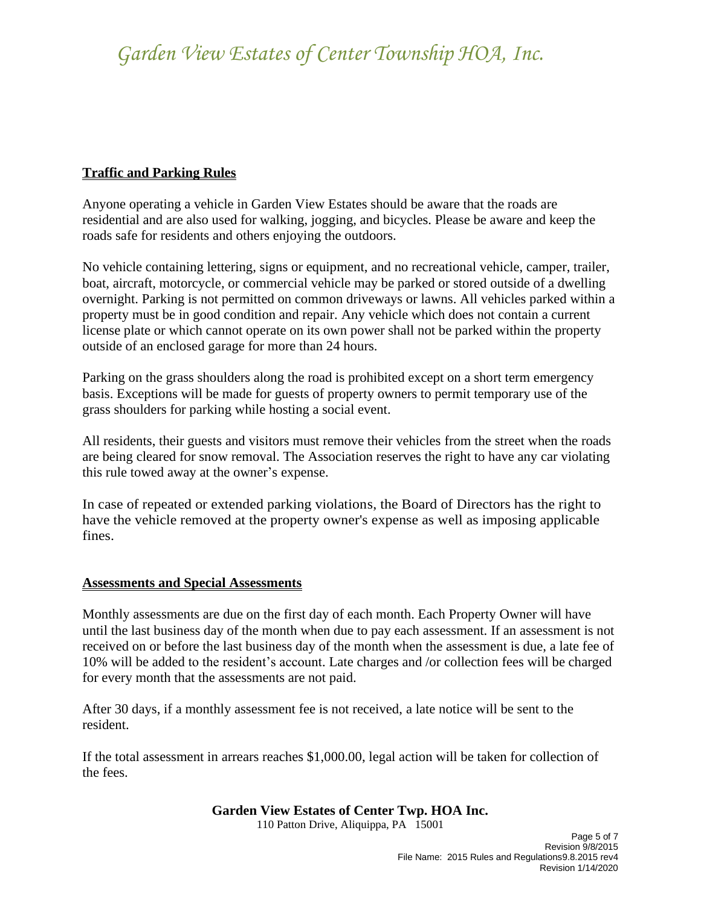## Traffic and Parking Rules

Anyone operating a vehicle in Garden View Estates should be aware that the roads are residential and are also used for walking, jogging, and bicycles. Please be aware and keep the roads safe for residents and others enjoying the outdoors.

No vehicle containing lettering, signs or equipment, and no recreational vehicle, camper, trailer, boat, aircraft, motorcycle, or commercial vehicle may be parked or stored outside of a dwelling overnight. Parking is not permitted on common driveways or lawns. All vehicles parked within a property must be in good condition and repair. Any vehicle which does not contain a current license plate or which cannot operate on its own power shall not be parked within the property outside of an enclosed garage for more than 24 hours.

Parking on the grass shoulders along the road is prohibited except on a short term emergency basis. Exceptions will be made for guests of property owners to permit temporary use of the grass shoulders for parking while hosting a social event.

All residents, their guests and visitors must remove their vehicles from the street when the roads are being cleared for snow removal. The Association reserves the right to have any car violating this rule towed away at the owner's expense.

In case of repeated or extended parking violations, the Board of Directors has the right to have the vehicle removed at the property owner's expense as well as imposing applicable fines.

## Assessments and Special Assessments

Monthly assessments are due on the first day of each month. Each Property Owner will have until the last business day of the month when due to pay each assessment. If an assessment is not received on or before the last business day of the month when the assessment is due, a late fee of 10% will be added to the resident's account. Late charges and /or collection fees will be charged for every month that the assessments are not paid.

After 30 days, if a monthly assessment fee is not received, a late notice will be sent to the resident.

If the total assessment in arrears reaches $1,000.00, legal action will be taken for collection of the fees.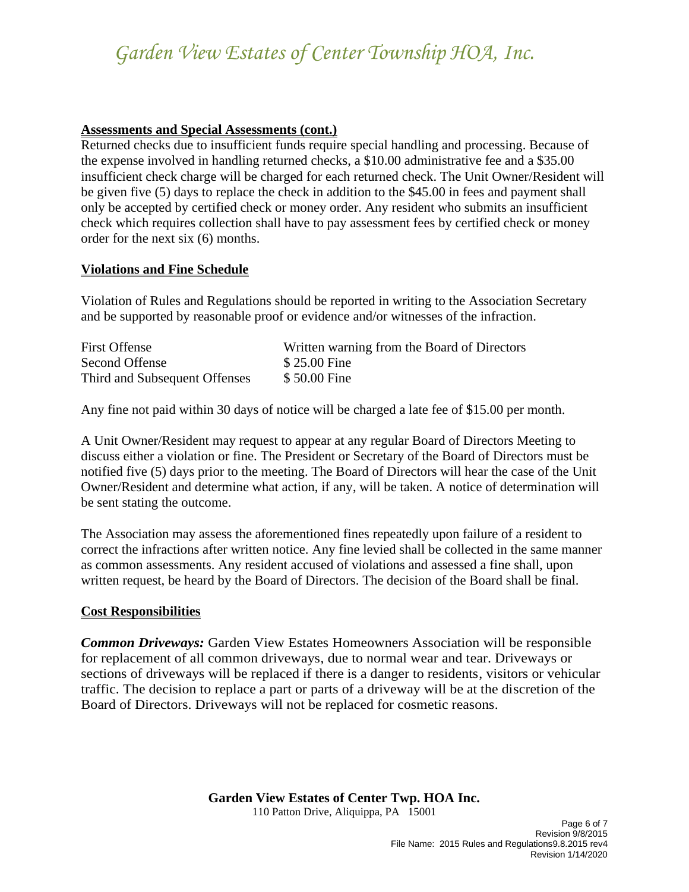## Assessments and Special Assessments (cont.)

Returned checks due to insufficient funds require special handling and processing. Because of the expense involved in handling returned checks, a $10.00 administrative fee and a $35.00 insufficient check charge will be charged for each returned check. The Unit Owner/Resident will be given five (5) days to replace the check in addition to the $45.00 in fees and payment shall only be accepted by certified check or money order. Any resident who submits an insufficient check which requires collection shall have to pay assessment fees by certified check or money order for the next six (6) months.

## Violations and Fine Schedule

Violation of Rules and Regulations should be reported in writing to the Association Secretary and be supported by reasonable proof or evidence and/or witnesses of the infraction.

| | |
|---|---|
| First Offense | Written warning from the Board of Directors |
| Second Offense | $ 25.00 Fine |
| Third and Subsequent Offenses | $ 50.00 Fine |

Any fine not paid within 30 days of notice will be charged a late fee of $15.00 per month.

A Unit Owner/Resident may request to appear at any regular Board of Directors Meeting to discuss either a violation or fine. The President or Secretary of the Board of Directors must be notified five (5) days prior to the meeting. The Board of Directors will hear the case of the Unit Owner/Resident and determine what action, if any, will be taken. A notice of determination will be sent stating the outcome.

The Association may assess the aforementioned fines repeatedly upon failure of a resident to correct the infractions after written notice. Any fine levied shall be collected in the same manner as common assessments. Any resident accused of violations and assessed a fine shall, upon written request, be heard by the Board of Directors. The decision of the Board shall be final.

## Cost Responsibilities

***Common Driveways:*** Garden View Estates Homeowners Association will be responsible for replacement of all common driveways, due to normal wear and tear. Driveways or sections of driveways will be replaced if there is a danger to residents, visitors or vehicular traffic. The decision to replace a part or parts of a driveway will be at the discretion of the Board of Directors. Driveways will not be replaced for cosmetic reasons.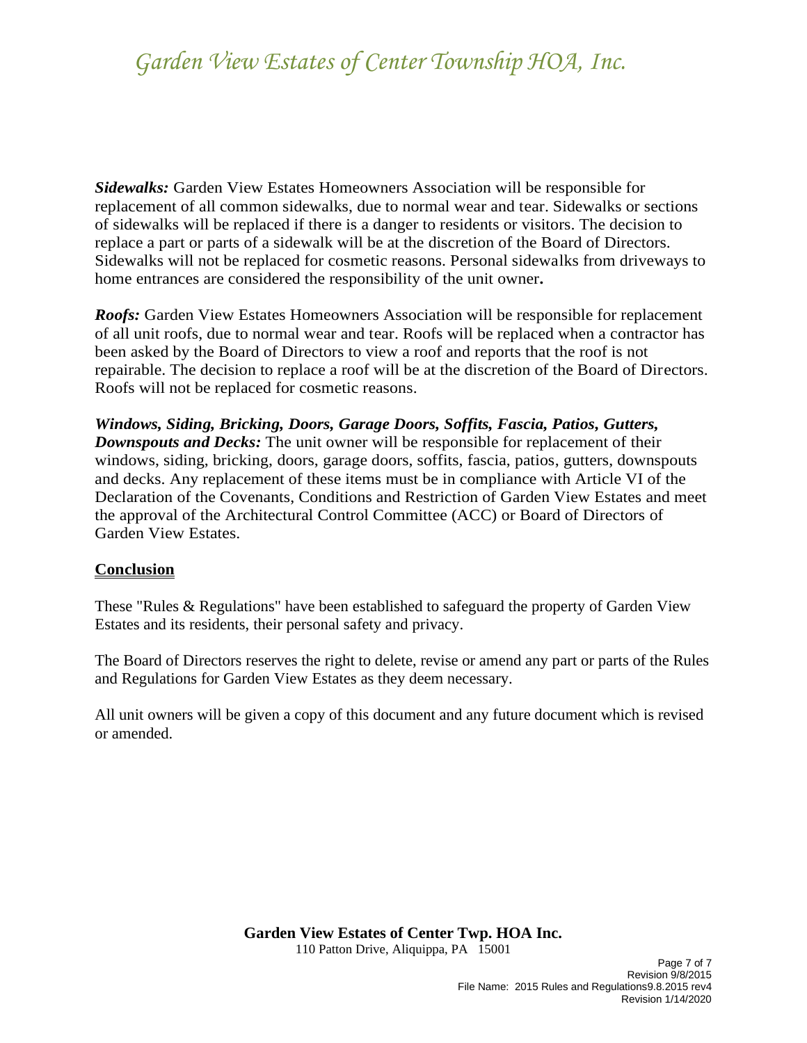***Sidewalks:*** Garden View Estates Homeowners Association will be responsible for replacement of all common sidewalks, due to normal wear and tear. Sidewalks or sections of sidewalks will be replaced if there is a danger to residents or visitors. The decision to replace a part or parts of a sidewalk will be at the discretion of the Board of Directors. Sidewalks will not be replaced for cosmetic reasons. Personal sidewalks from driveways to home entrances are considered the responsibility of the unit owner**.**

***Roofs:*** Garden View Estates Homeowners Association will be responsible for replacement of all unit roofs, due to normal wear and tear. Roofs will be replaced when a contractor has been asked by the Board of Directors to view a roof and reports that the roof is not repairable. The decision to replace a roof will be at the discretion of the Board of Directors. Roofs will not be replaced for cosmetic reasons.

***Windows, Siding, Bricking, Doors, Garage Doors, Soffits, Fascia, Patios, Gutters, Downspouts and Decks:*** The unit owner will be responsible for replacement of their windows, siding, bricking, doors, garage doors, soffits, fascia, patios, gutters, downspouts and decks. Any replacement of these items must be in compliance with Article VI of the Declaration of the Covenants, Conditions and Restriction of Garden View Estates and meet the approval of the Architectural Control Committee (ACC) or Board of Directors of Garden View Estates.

## Conclusion

These "Rules & Regulations" have been established to safeguard the property of Garden View Estates and its residents, their personal safety and privacy.

The Board of Directors reserves the right to delete, revise or amend any part or parts of the Rules and Regulations for Garden View Estates as they deem necessary.

All unit owners will be given a copy of this document and any future document which is revised or amended.